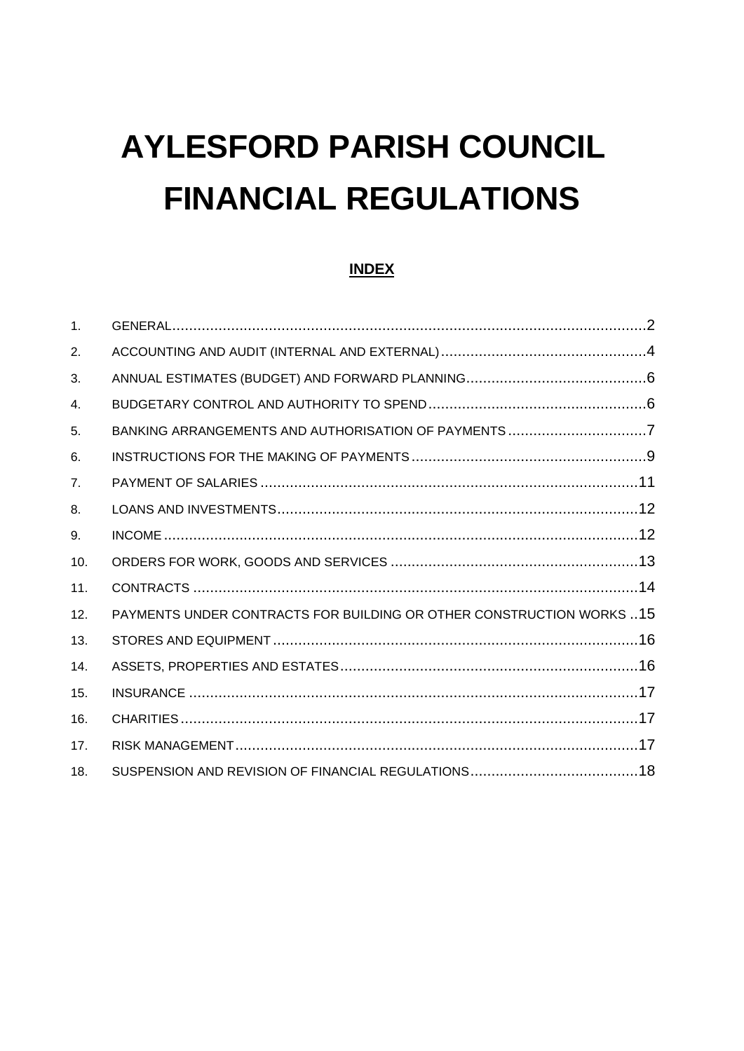# AYLESFORD PARISH COUNCIL FINANCIAL REGULATIONS

**INDEX**

| | | |
|---|---|---|
| 1. | GENERAL | 2 |
| 2. | ACCOUNTING AND AUDIT (INTERNAL AND EXTERNAL) | 4 |
| 3. | ANNUAL ESTIMATES (BUDGET) AND FORWARD PLANNING | 6 |
| 4. | BUDGETARY CONTROL AND AUTHORITY TO SPEND | 6 |
| 5. | BANKING ARRANGEMENTS AND AUTHORISATION OF PAYMENTS | 7 |
| 6. | INSTRUCTIONS FOR THE MAKING OF PAYMENTS | 9 |
| 7. | PAYMENT OF SALARIES | 11 |
| 8. | LOANS AND INVESTMENTS | 12 |
| 9. | INCOME | 12 |
| 10. | ORDERS FOR WORK, GOODS AND SERVICES | 13 |
| 11. | CONTRACTS | 14 |
| 12. | PAYMENTS UNDER CONTRACTS FOR BUILDING OR OTHER CONSTRUCTION WORKS | 15 |
| 13. | STORES AND EQUIPMENT | 16 |
| 14. | ASSETS, PROPERTIES AND ESTATES | 16 |
| 15. | INSURANCE | 17 |
| 16. | CHARITIES | 17 |
| 17. | RISK MANAGEMENT | 17 |
| 18. | SUSPENSION AND REVISION OF FINANCIAL REGULATIONS | 18 |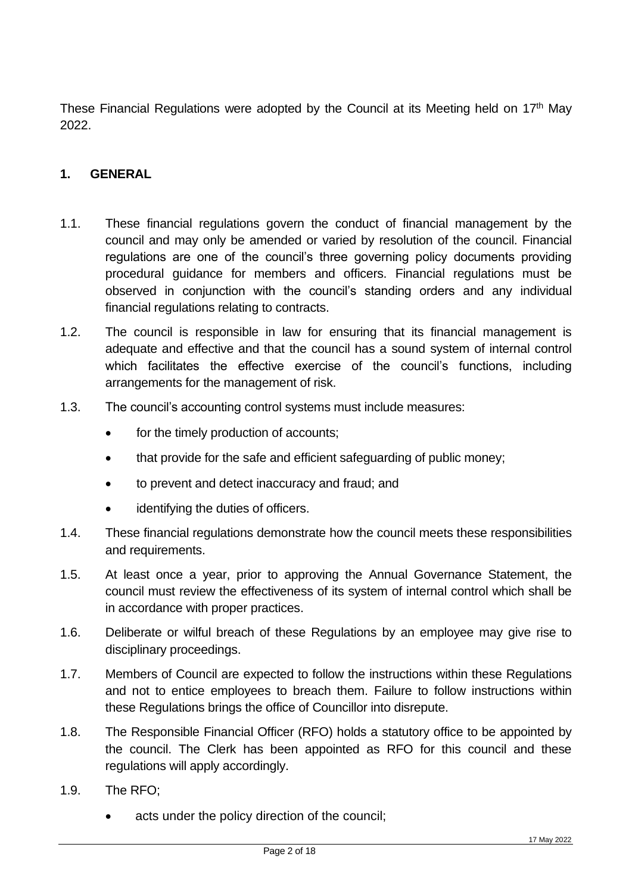These Financial Regulations were adopted by the Council at its Meeting held on 17th May 2022.

## 1. GENERAL

1.1. These financial regulations govern the conduct of financial management by the council and may only be amended or varied by resolution of the council. Financial regulations are one of the council's three governing policy documents providing procedural guidance for members and officers. Financial regulations must be observed in conjunction with the council's standing orders and any individual financial regulations relating to contracts.

1.2. The council is responsible in law for ensuring that its financial management is adequate and effective and that the council has a sound system of internal control which facilitates the effective exercise of the council's functions, including arrangements for the management of risk.

1.3. The council's accounting control systems must include measures:

- for the timely production of accounts;
- that provide for the safe and efficient safeguarding of public money;
- to prevent and detect inaccuracy and fraud; and
- identifying the duties of officers.

1.4. These financial regulations demonstrate how the council meets these responsibilities and requirements.

1.5. At least once a year, prior to approving the Annual Governance Statement, the council must review the effectiveness of its system of internal control which shall be in accordance with proper practices.

1.6. Deliberate or wilful breach of these Regulations by an employee may give rise to disciplinary proceedings.

1.7. Members of Council are expected to follow the instructions within these Regulations and not to entice employees to breach them. Failure to follow instructions within these Regulations brings the office of Councillor into disrepute.

1.8. The Responsible Financial Officer (RFO) holds a statutory office to be appointed by the council. The Clerk has been appointed as RFO for this council and these regulations will apply accordingly.

1.9. The RFO;

- acts under the policy direction of the council;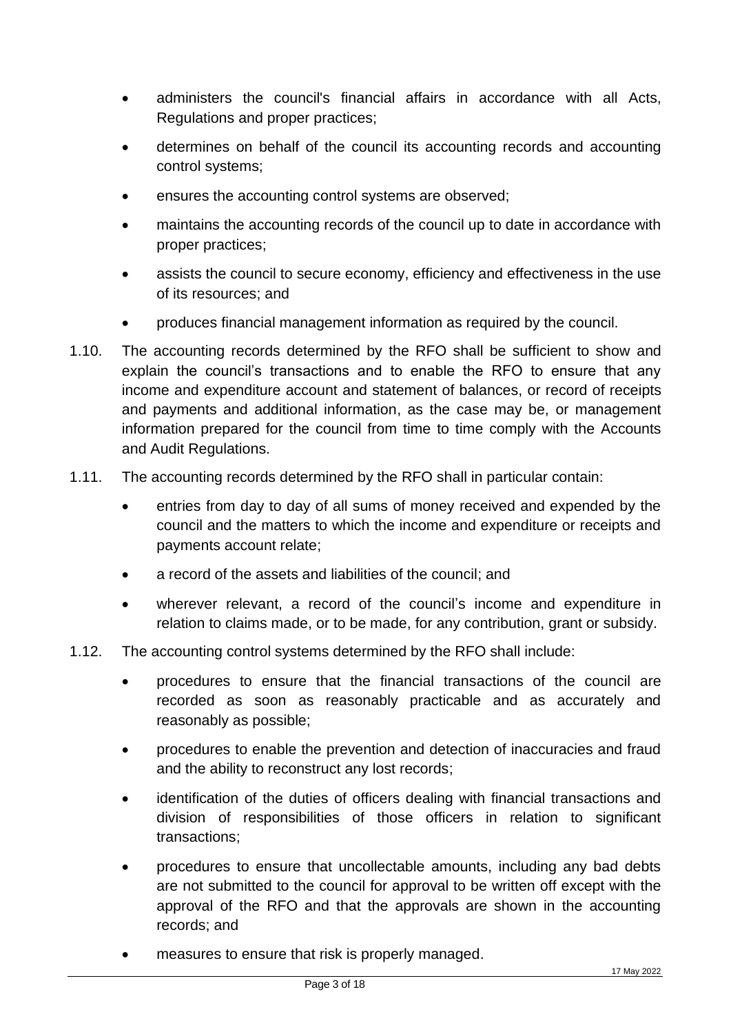- administers the council's financial affairs in accordance with all Acts, Regulations and proper practices;
- determines on behalf of the council its accounting records and accounting control systems;
- ensures the accounting control systems are observed;
- maintains the accounting records of the council up to date in accordance with proper practices;
- assists the council to secure economy, efficiency and effectiveness in the use of its resources; and
- produces financial management information as required by the council.

1.10. The accounting records determined by the RFO shall be sufficient to show and explain the council's transactions and to enable the RFO to ensure that any income and expenditure account and statement of balances, or record of receipts and payments and additional information, as the case may be, or management information prepared for the council from time to time comply with the Accounts and Audit Regulations.

1.11. The accounting records determined by the RFO shall in particular contain:

- entries from day to day of all sums of money received and expended by the council and the matters to which the income and expenditure or receipts and payments account relate;
- a record of the assets and liabilities of the council; and
- wherever relevant, a record of the council's income and expenditure in relation to claims made, or to be made, for any contribution, grant or subsidy.

1.12. The accounting control systems determined by the RFO shall include:

- procedures to ensure that the financial transactions of the council are recorded as soon as reasonably practicable and as accurately and reasonably as possible;
- procedures to enable the prevention and detection of inaccuracies and fraud and the ability to reconstruct any lost records;
- identification of the duties of officers dealing with financial transactions and division of responsibilities of those officers in relation to significant transactions;
- procedures to ensure that uncollectable amounts, including any bad debts are not submitted to the council for approval to be written off except with the approval of the RFO and that the approvals are shown in the accounting records; and
- measures to ensure that risk is properly managed.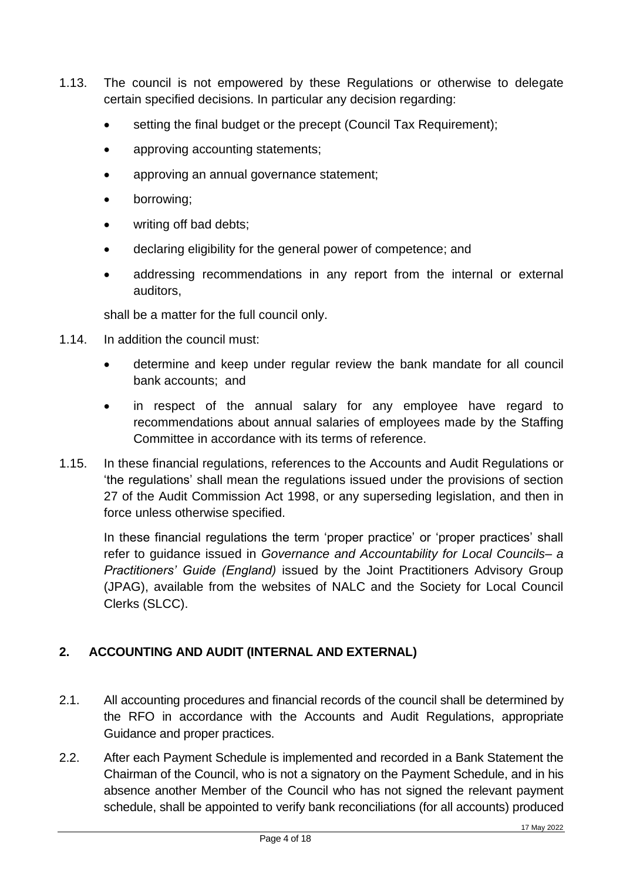1.13. The council is not empowered by these Regulations or otherwise to delegate certain specified decisions. In particular any decision regarding:

- setting the final budget or the precept (Council Tax Requirement);
- approving accounting statements;
- approving an annual governance statement;
- borrowing;
- writing off bad debts;
- declaring eligibility for the general power of competence; and
- addressing recommendations in any report from the internal or external auditors,

shall be a matter for the full council only.

1.14. In addition the council must:

- determine and keep under regular review the bank mandate for all council bank accounts; and
- in respect of the annual salary for any employee have regard to recommendations about annual salaries of employees made by the Staffing Committee in accordance with its terms of reference.

1.15. In these financial regulations, references to the Accounts and Audit Regulations or 'the regulations' shall mean the regulations issued under the provisions of section 27 of the Audit Commission Act 1998, or any superseding legislation, and then in force unless otherwise specified.

In these financial regulations the term 'proper practice' or 'proper practices' shall refer to guidance issued in *Governance and Accountability for Local Councils– a Practitioners' Guide (England)* issued by the Joint Practitioners Advisory Group (JPAG), available from the websites of NALC and the Society for Local Council Clerks (SLCC).

## 2. ACCOUNTING AND AUDIT (INTERNAL AND EXTERNAL)

2.1. All accounting procedures and financial records of the council shall be determined by the RFO in accordance with the Accounts and Audit Regulations, appropriate Guidance and proper practices.

2.2. After each Payment Schedule is implemented and recorded in a Bank Statement the Chairman of the Council, who is not a signatory on the Payment Schedule, and in his absence another Member of the Council who has not signed the relevant payment schedule, shall be appointed to verify bank reconciliations (for all accounts) produced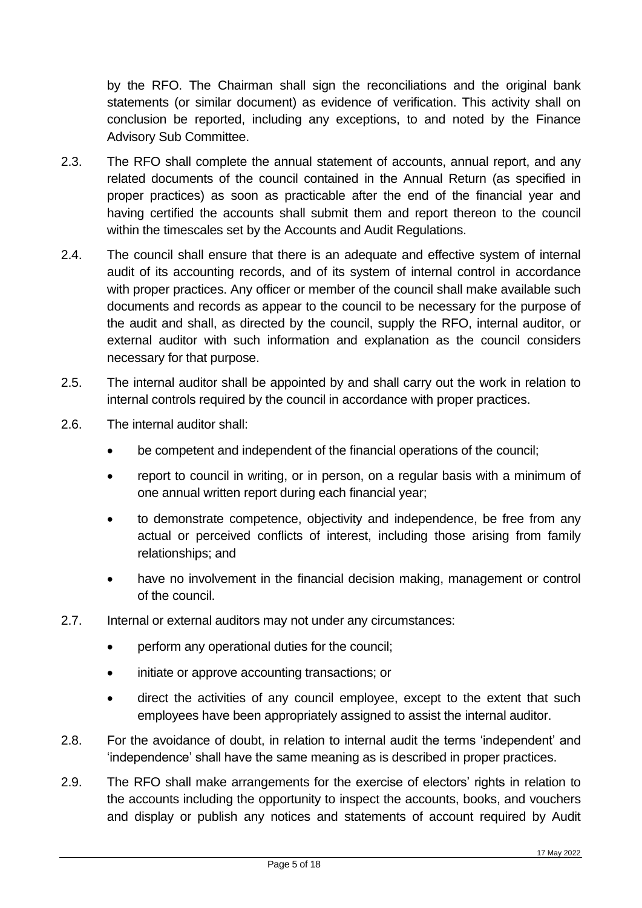by the RFO. The Chairman shall sign the reconciliations and the original bank statements (or similar document) as evidence of verification. This activity shall on conclusion be reported, including any exceptions, to and noted by the Finance Advisory Sub Committee.

2.3. The RFO shall complete the annual statement of accounts, annual report, and any related documents of the council contained in the Annual Return (as specified in proper practices) as soon as practicable after the end of the financial year and having certified the accounts shall submit them and report thereon to the council within the timescales set by the Accounts and Audit Regulations.

2.4. The council shall ensure that there is an adequate and effective system of internal audit of its accounting records, and of its system of internal control in accordance with proper practices. Any officer or member of the council shall make available such documents and records as appear to the council to be necessary for the purpose of the audit and shall, as directed by the council, supply the RFO, internal auditor, or external auditor with such information and explanation as the council considers necessary for that purpose.

2.5. The internal auditor shall be appointed by and shall carry out the work in relation to internal controls required by the council in accordance with proper practices.

2.6. The internal auditor shall:

- be competent and independent of the financial operations of the council;
- report to council in writing, or in person, on a regular basis with a minimum of one annual written report during each financial year;
- to demonstrate competence, objectivity and independence, be free from any actual or perceived conflicts of interest, including those arising from family relationships; and
- have no involvement in the financial decision making, management or control of the council.

2.7. Internal or external auditors may not under any circumstances:

- perform any operational duties for the council;
- initiate or approve accounting transactions; or
- direct the activities of any council employee, except to the extent that such employees have been appropriately assigned to assist the internal auditor.

2.8. For the avoidance of doubt, in relation to internal audit the terms 'independent' and 'independence' shall have the same meaning as is described in proper practices.

2.9. The RFO shall make arrangements for the exercise of electors' rights in relation to the accounts including the opportunity to inspect the accounts, books, and vouchers and display or publish any notices and statements of account required by Audit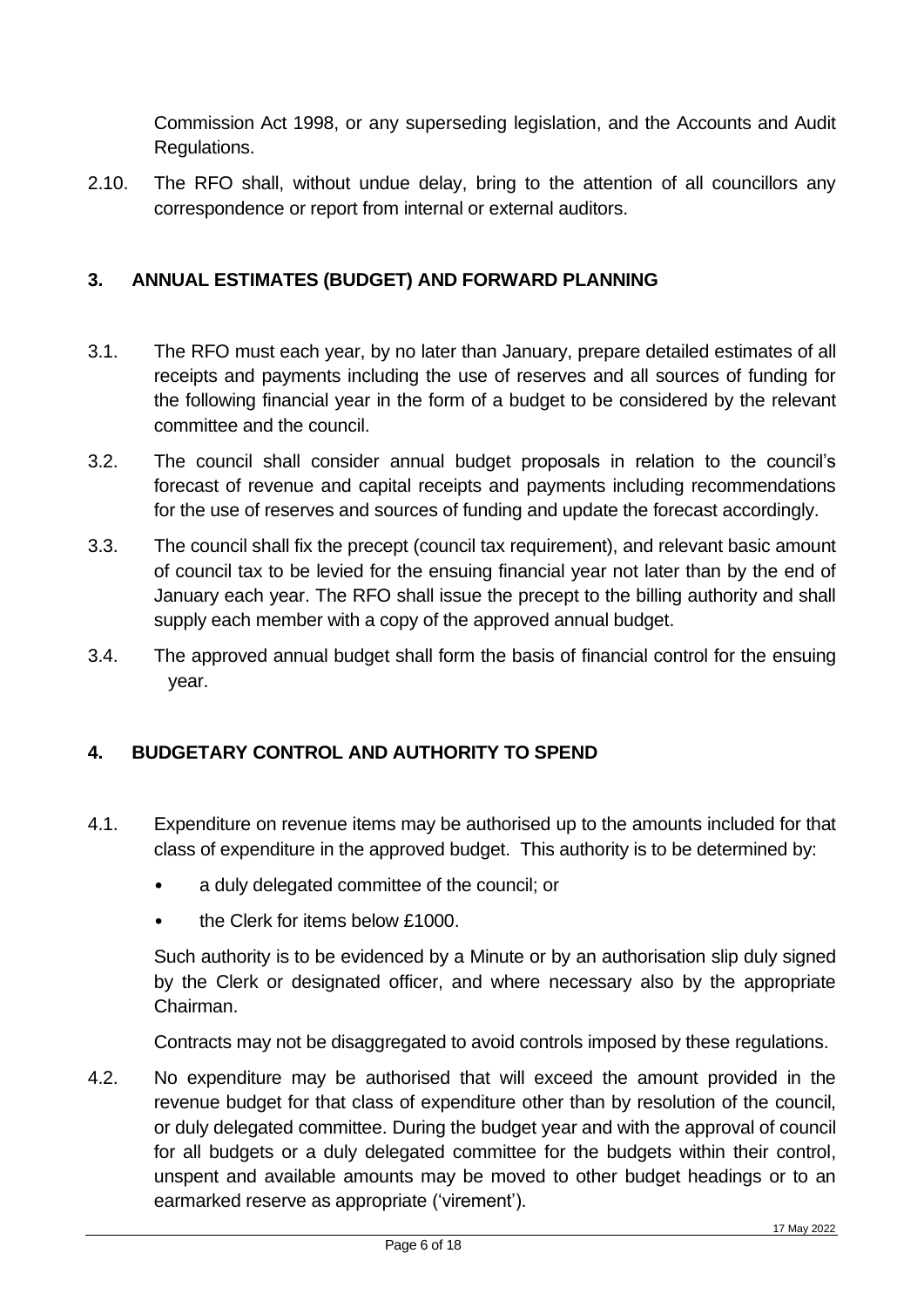Commission Act 1998, or any superseding legislation, and the Accounts and Audit Regulations.

2.10. The RFO shall, without undue delay, bring to the attention of all councillors any correspondence or report from internal or external auditors.

## 3. ANNUAL ESTIMATES (BUDGET) AND FORWARD PLANNING

3.1. The RFO must each year, by no later than January, prepare detailed estimates of all receipts and payments including the use of reserves and all sources of funding for the following financial year in the form of a budget to be considered by the relevant committee and the council.

3.2. The council shall consider annual budget proposals in relation to the council's forecast of revenue and capital receipts and payments including recommendations for the use of reserves and sources of funding and update the forecast accordingly.

3.3. The council shall fix the precept (council tax requirement), and relevant basic amount of council tax to be levied for the ensuing financial year not later than by the end of January each year. The RFO shall issue the precept to the billing authority and shall supply each member with a copy of the approved annual budget.

3.4. The approved annual budget shall form the basis of financial control for the ensuing year.

## 4. BUDGETARY CONTROL AND AUTHORITY TO SPEND

4.1. Expenditure on revenue items may be authorised up to the amounts included for that class of expenditure in the approved budget. This authority is to be determined by:

- a duly delegated committee of the council; or
- the Clerk for items below £1000.

Such authority is to be evidenced by a Minute or by an authorisation slip duly signed by the Clerk or designated officer, and where necessary also by the appropriate Chairman.

Contracts may not be disaggregated to avoid controls imposed by these regulations.

4.2. No expenditure may be authorised that will exceed the amount provided in the revenue budget for that class of expenditure other than by resolution of the council, or duly delegated committee. During the budget year and with the approval of council for all budgets or a duly delegated committee for the budgets within their control, unspent and available amounts may be moved to other budget headings or to an earmarked reserve as appropriate ('virement').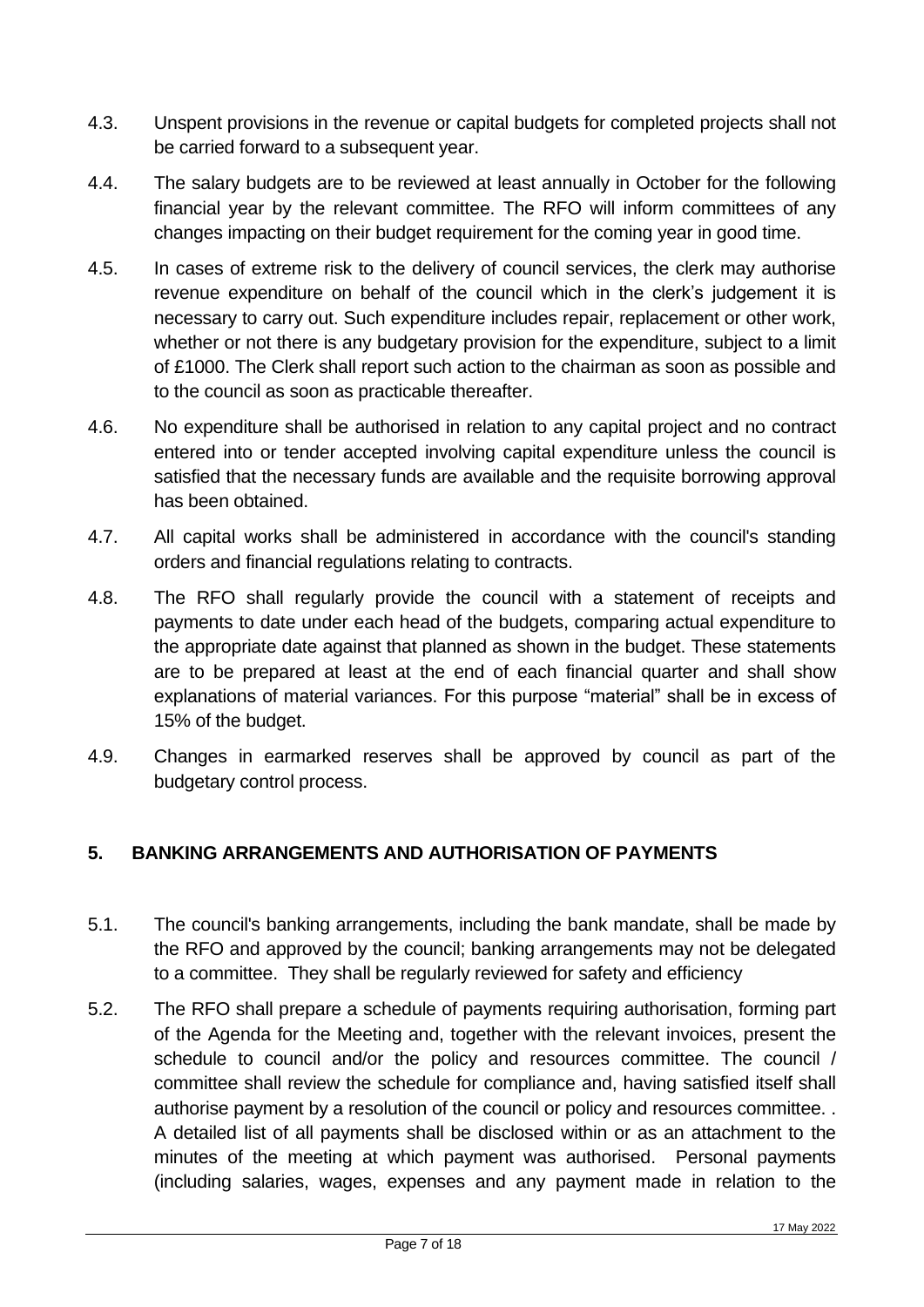4.3. Unspent provisions in the revenue or capital budgets for completed projects shall not be carried forward to a subsequent year.

4.4. The salary budgets are to be reviewed at least annually in October for the following financial year by the relevant committee. The RFO will inform committees of any changes impacting on their budget requirement for the coming year in good time.

4.5. In cases of extreme risk to the delivery of council services, the clerk may authorise revenue expenditure on behalf of the council which in the clerk's judgement it is necessary to carry out. Such expenditure includes repair, replacement or other work, whether or not there is any budgetary provision for the expenditure, subject to a limit of £1000. The Clerk shall report such action to the chairman as soon as possible and to the council as soon as practicable thereafter.

4.6. No expenditure shall be authorised in relation to any capital project and no contract entered into or tender accepted involving capital expenditure unless the council is satisfied that the necessary funds are available and the requisite borrowing approval has been obtained.

4.7. All capital works shall be administered in accordance with the council's standing orders and financial regulations relating to contracts.

4.8. The RFO shall regularly provide the council with a statement of receipts and payments to date under each head of the budgets, comparing actual expenditure to the appropriate date against that planned as shown in the budget. These statements are to be prepared at least at the end of each financial quarter and shall show explanations of material variances. For this purpose "material" shall be in excess of 15% of the budget.

4.9. Changes in earmarked reserves shall be approved by council as part of the budgetary control process.

## 5. BANKING ARRANGEMENTS AND AUTHORISATION OF PAYMENTS

5.1. The council's banking arrangements, including the bank mandate, shall be made by the RFO and approved by the council; banking arrangements may not be delegated to a committee. They shall be regularly reviewed for safety and efficiency

5.2. The RFO shall prepare a schedule of payments requiring authorisation, forming part of the Agenda for the Meeting and, together with the relevant invoices, present the schedule to council and/or the policy and resources committee. The council / committee shall review the schedule for compliance and, having satisfied itself shall authorise payment by a resolution of the council or policy and resources committee. . A detailed list of all payments shall be disclosed within or as an attachment to the minutes of the meeting at which payment was authorised. Personal payments (including salaries, wages, expenses and any payment made in relation to the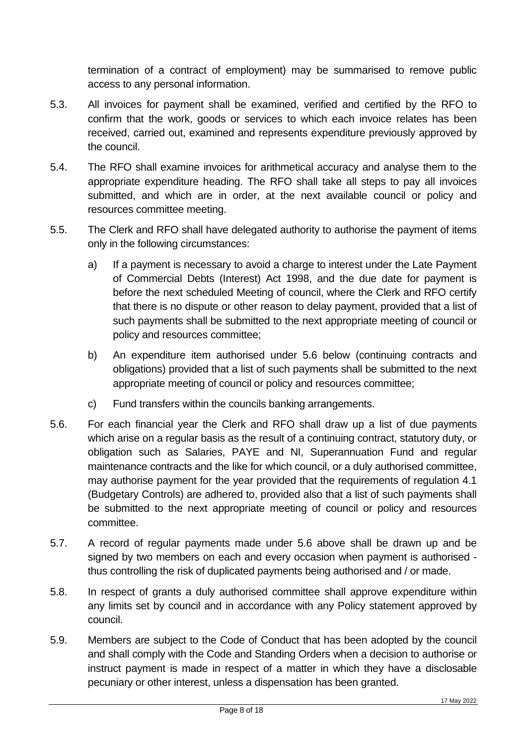termination of a contract of employment) may be summarised to remove public access to any personal information.

5.3. All invoices for payment shall be examined, verified and certified by the RFO to confirm that the work, goods or services to which each invoice relates has been received, carried out, examined and represents expenditure previously approved by the council.

5.4. The RFO shall examine invoices for arithmetical accuracy and analyse them to the appropriate expenditure heading. The RFO shall take all steps to pay all invoices submitted, and which are in order, at the next available council or policy and resources committee meeting.

5.5. The Clerk and RFO shall have delegated authority to authorise the payment of items only in the following circumstances:

   a) If a payment is necessary to avoid a charge to interest under the Late Payment of Commercial Debts (Interest) Act 1998, and the due date for payment is before the next scheduled Meeting of council, where the Clerk and RFO certify that there is no dispute or other reason to delay payment, provided that a list of such payments shall be submitted to the next appropriate meeting of council or policy and resources committee;

   b) An expenditure item authorised under 5.6 below (continuing contracts and obligations) provided that a list of such payments shall be submitted to the next appropriate meeting of council or policy and resources committee;

   c) Fund transfers within the councils banking arrangements.

5.6. For each financial year the Clerk and RFO shall draw up a list of due payments which arise on a regular basis as the result of a continuing contract, statutory duty, or obligation such as Salaries, PAYE and NI, Superannuation Fund and regular maintenance contracts and the like for which council, or a duly authorised committee, may authorise payment for the year provided that the requirements of regulation 4.1 (Budgetary Controls) are adhered to, provided also that a list of such payments shall be submitted to the next appropriate meeting of council or policy and resources committee.

5.7. A record of regular payments made under 5.6 above shall be drawn up and be signed by two members on each and every occasion when payment is authorised - thus controlling the risk of duplicated payments being authorised and / or made.

5.8. In respect of grants a duly authorised committee shall approve expenditure within any limits set by council and in accordance with any Policy statement approved by council.

5.9. Members are subject to the Code of Conduct that has been adopted by the council and shall comply with the Code and Standing Orders when a decision to authorise or instruct payment is made in respect of a matter in which they have a disclosable pecuniary or other interest, unless a dispensation has been granted.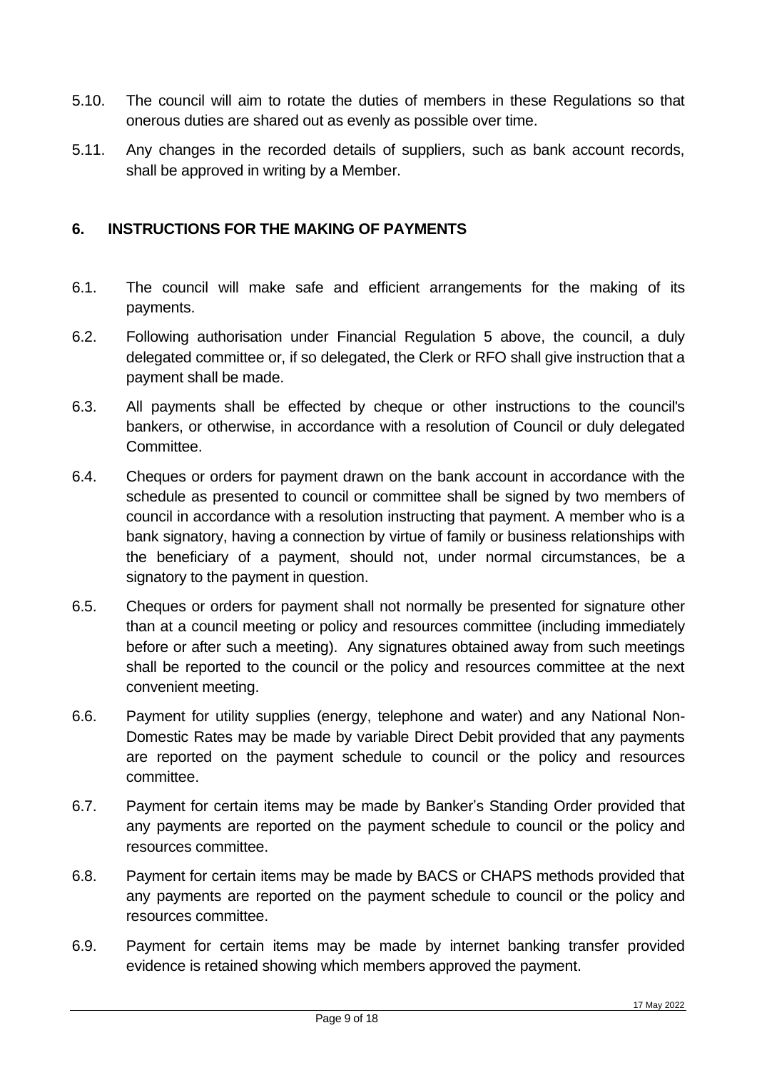5.10. The council will aim to rotate the duties of members in these Regulations so that onerous duties are shared out as evenly as possible over time.

5.11. Any changes in the recorded details of suppliers, such as bank account records, shall be approved in writing by a Member.

## 6. INSTRUCTIONS FOR THE MAKING OF PAYMENTS

6.1. The council will make safe and efficient arrangements for the making of its payments.

6.2. Following authorisation under Financial Regulation 5 above, the council, a duly delegated committee or, if so delegated, the Clerk or RFO shall give instruction that a payment shall be made.

6.3. All payments shall be effected by cheque or other instructions to the council's bankers, or otherwise, in accordance with a resolution of Council or duly delegated Committee.

6.4. Cheques or orders for payment drawn on the bank account in accordance with the schedule as presented to council or committee shall be signed by two members of council in accordance with a resolution instructing that payment. A member who is a bank signatory, having a connection by virtue of family or business relationships with the beneficiary of a payment, should not, under normal circumstances, be a signatory to the payment in question.

6.5. Cheques or orders for payment shall not normally be presented for signature other than at a council meeting or policy and resources committee (including immediately before or after such a meeting). Any signatures obtained away from such meetings shall be reported to the council or the policy and resources committee at the next convenient meeting.

6.6. Payment for utility supplies (energy, telephone and water) and any National Non-Domestic Rates may be made by variable Direct Debit provided that any payments are reported on the payment schedule to council or the policy and resources committee.

6.7. Payment for certain items may be made by Banker's Standing Order provided that any payments are reported on the payment schedule to council or the policy and resources committee.

6.8. Payment for certain items may be made by BACS or CHAPS methods provided that any payments are reported on the payment schedule to council or the policy and resources committee.

6.9. Payment for certain items may be made by internet banking transfer provided evidence is retained showing which members approved the payment.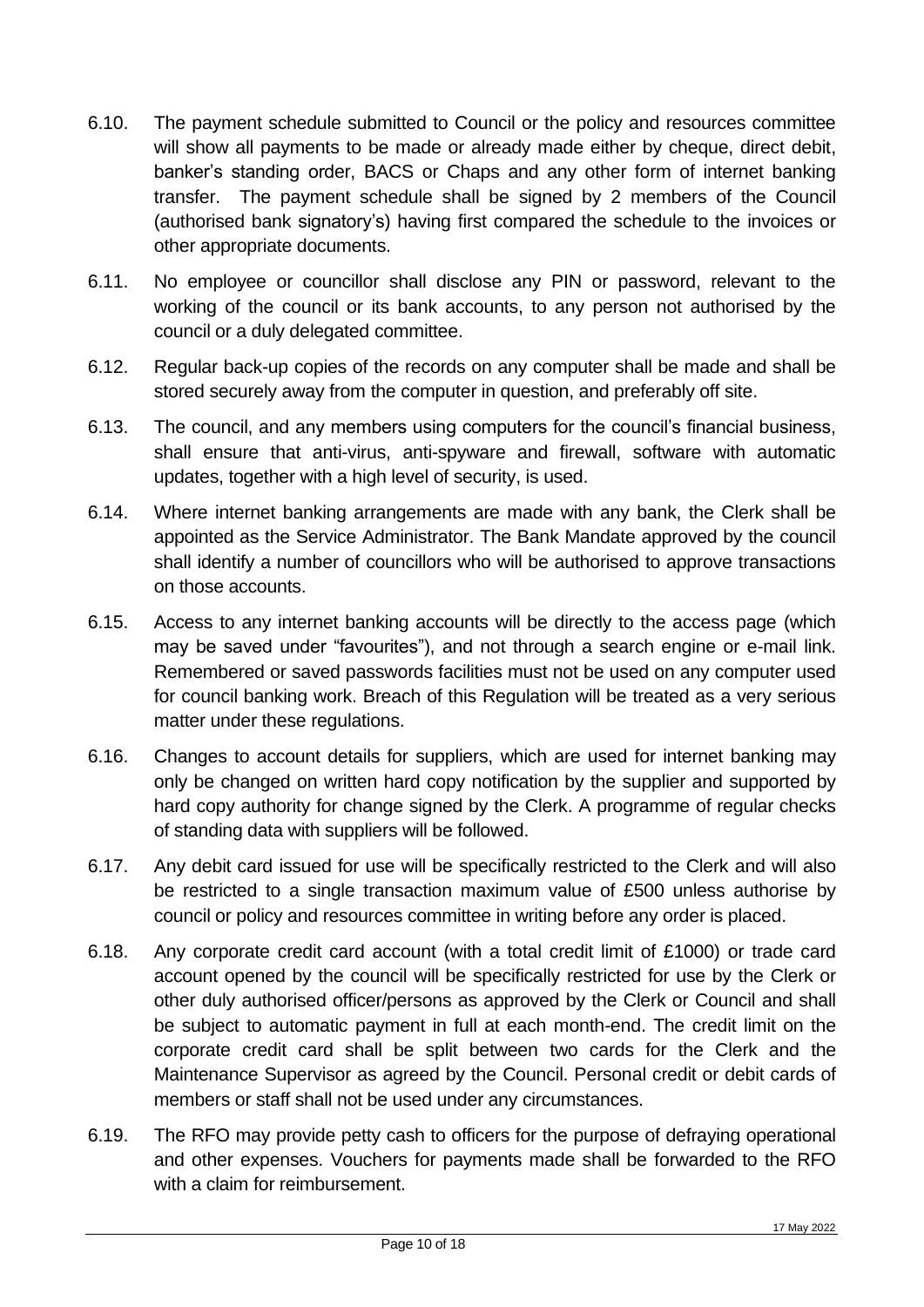6.10. The payment schedule submitted to Council or the policy and resources committee will show all payments to be made or already made either by cheque, direct debit, banker's standing order, BACS or Chaps and any other form of internet banking transfer. The payment schedule shall be signed by 2 members of the Council (authorised bank signatory's) having first compared the schedule to the invoices or other appropriate documents.

6.11. No employee or councillor shall disclose any PIN or password, relevant to the working of the council or its bank accounts, to any person not authorised by the council or a duly delegated committee.

6.12. Regular back-up copies of the records on any computer shall be made and shall be stored securely away from the computer in question, and preferably off site.

6.13. The council, and any members using computers for the council's financial business, shall ensure that anti-virus, anti-spyware and firewall, software with automatic updates, together with a high level of security, is used.

6.14. Where internet banking arrangements are made with any bank, the Clerk shall be appointed as the Service Administrator. The Bank Mandate approved by the council shall identify a number of councillors who will be authorised to approve transactions on those accounts.

6.15. Access to any internet banking accounts will be directly to the access page (which may be saved under "favourites"), and not through a search engine or e-mail link. Remembered or saved passwords facilities must not be used on any computer used for council banking work. Breach of this Regulation will be treated as a very serious matter under these regulations.

6.16. Changes to account details for suppliers, which are used for internet banking may only be changed on written hard copy notification by the supplier and supported by hard copy authority for change signed by the Clerk. A programme of regular checks of standing data with suppliers will be followed.

6.17. Any debit card issued for use will be specifically restricted to the Clerk and will also be restricted to a single transaction maximum value of £500 unless authorise by council or policy and resources committee in writing before any order is placed.

6.18. Any corporate credit card account (with a total credit limit of £1000) or trade card account opened by the council will be specifically restricted for use by the Clerk or other duly authorised officer/persons as approved by the Clerk or Council and shall be subject to automatic payment in full at each month-end. The credit limit on the corporate credit card shall be split between two cards for the Clerk and the Maintenance Supervisor as agreed by the Council. Personal credit or debit cards of members or staff shall not be used under any circumstances.

6.19. The RFO may provide petty cash to officers for the purpose of defraying operational and other expenses. Vouchers for payments made shall be forwarded to the RFO with a claim for reimbursement.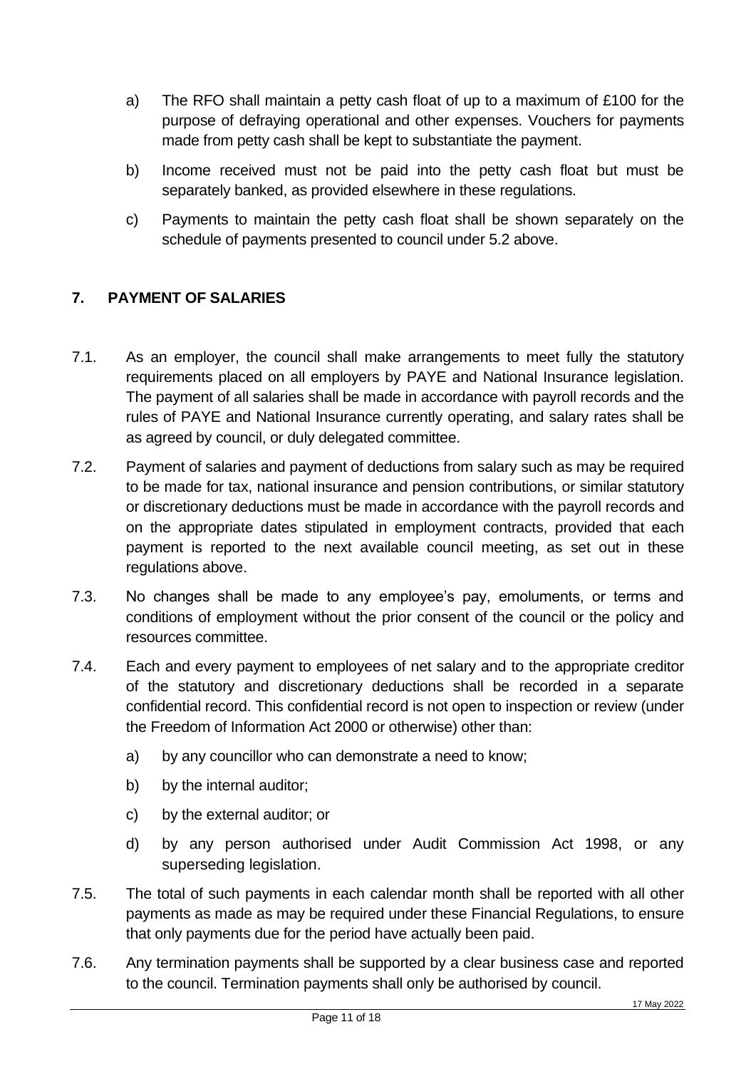a) The RFO shall maintain a petty cash float of up to a maximum of £100 for the purpose of defraying operational and other expenses. Vouchers for payments made from petty cash shall be kept to substantiate the payment.

b) Income received must not be paid into the petty cash float but must be separately banked, as provided elsewhere in these regulations.

c) Payments to maintain the petty cash float shall be shown separately on the schedule of payments presented to council under 5.2 above.

## 7. PAYMENT OF SALARIES

7.1. As an employer, the council shall make arrangements to meet fully the statutory requirements placed on all employers by PAYE and National Insurance legislation. The payment of all salaries shall be made in accordance with payroll records and the rules of PAYE and National Insurance currently operating, and salary rates shall be as agreed by council, or duly delegated committee.

7.2. Payment of salaries and payment of deductions from salary such as may be required to be made for tax, national insurance and pension contributions, or similar statutory or discretionary deductions must be made in accordance with the payroll records and on the appropriate dates stipulated in employment contracts, provided that each payment is reported to the next available council meeting, as set out in these regulations above.

7.3. No changes shall be made to any employee's pay, emoluments, or terms and conditions of employment without the prior consent of the council or the policy and resources committee.

7.4. Each and every payment to employees of net salary and to the appropriate creditor of the statutory and discretionary deductions shall be recorded in a separate confidential record. This confidential record is not open to inspection or review (under the Freedom of Information Act 2000 or otherwise) other than:

a) by any councillor who can demonstrate a need to know;

b) by the internal auditor;

c) by the external auditor; or

d) by any person authorised under Audit Commission Act 1998, or any superseding legislation.

7.5. The total of such payments in each calendar month shall be reported with all other payments as made as may be required under these Financial Regulations, to ensure that only payments due for the period have actually been paid.

7.6. Any termination payments shall be supported by a clear business case and reported to the council. Termination payments shall only be authorised by council.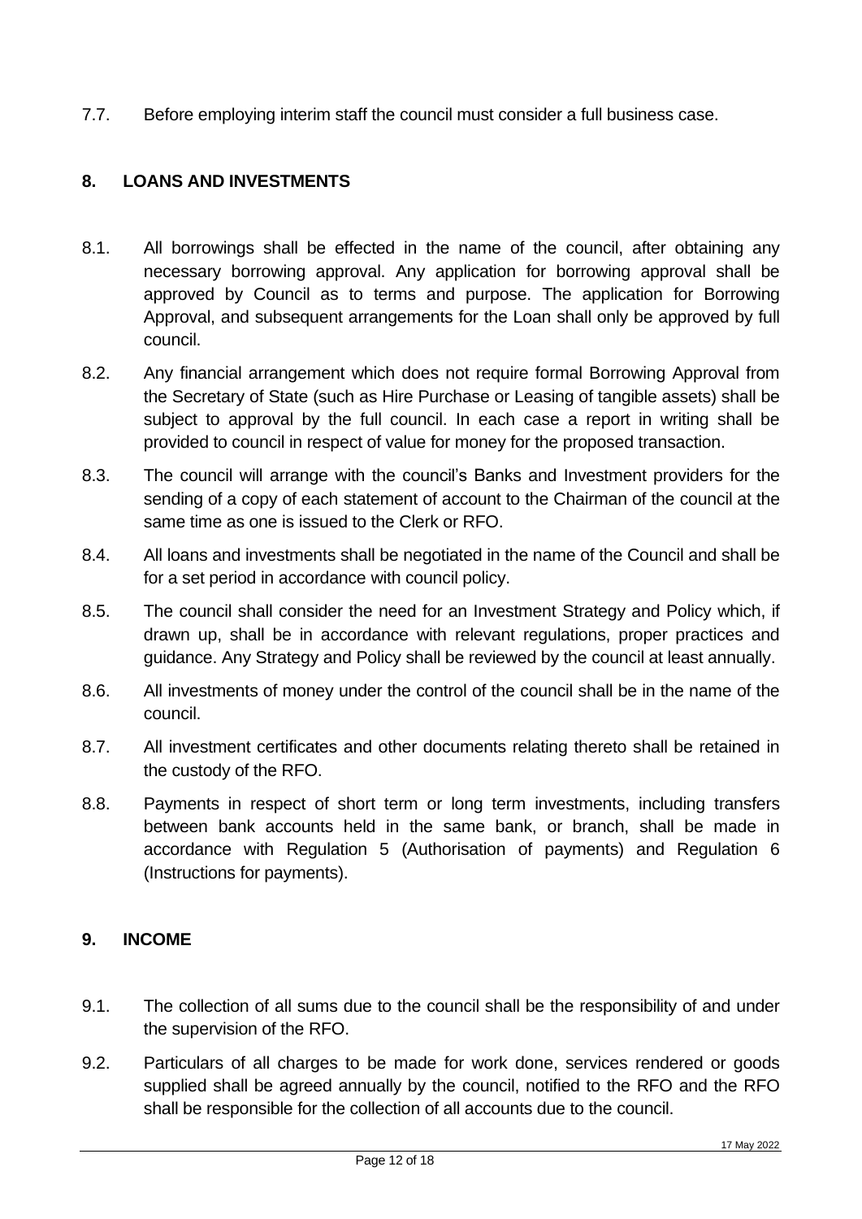7.7. Before employing interim staff the council must consider a full business case.

## 8. LOANS AND INVESTMENTS

8.1. All borrowings shall be effected in the name of the council, after obtaining any necessary borrowing approval. Any application for borrowing approval shall be approved by Council as to terms and purpose. The application for Borrowing Approval, and subsequent arrangements for the Loan shall only be approved by full council.

8.2. Any financial arrangement which does not require formal Borrowing Approval from the Secretary of State (such as Hire Purchase or Leasing of tangible assets) shall be subject to approval by the full council. In each case a report in writing shall be provided to council in respect of value for money for the proposed transaction.

8.3. The council will arrange with the council's Banks and Investment providers for the sending of a copy of each statement of account to the Chairman of the council at the same time as one is issued to the Clerk or RFO.

8.4. All loans and investments shall be negotiated in the name of the Council and shall be for a set period in accordance with council policy.

8.5. The council shall consider the need for an Investment Strategy and Policy which, if drawn up, shall be in accordance with relevant regulations, proper practices and guidance. Any Strategy and Policy shall be reviewed by the council at least annually.

8.6. All investments of money under the control of the council shall be in the name of the council.

8.7. All investment certificates and other documents relating thereto shall be retained in the custody of the RFO.

8.8. Payments in respect of short term or long term investments, including transfers between bank accounts held in the same bank, or branch, shall be made in accordance with Regulation 5 (Authorisation of payments) and Regulation 6 (Instructions for payments).

## 9. INCOME

9.1. The collection of all sums due to the council shall be the responsibility of and under the supervision of the RFO.

9.2. Particulars of all charges to be made for work done, services rendered or goods supplied shall be agreed annually by the council, notified to the RFO and the RFO shall be responsible for the collection of all accounts due to the council.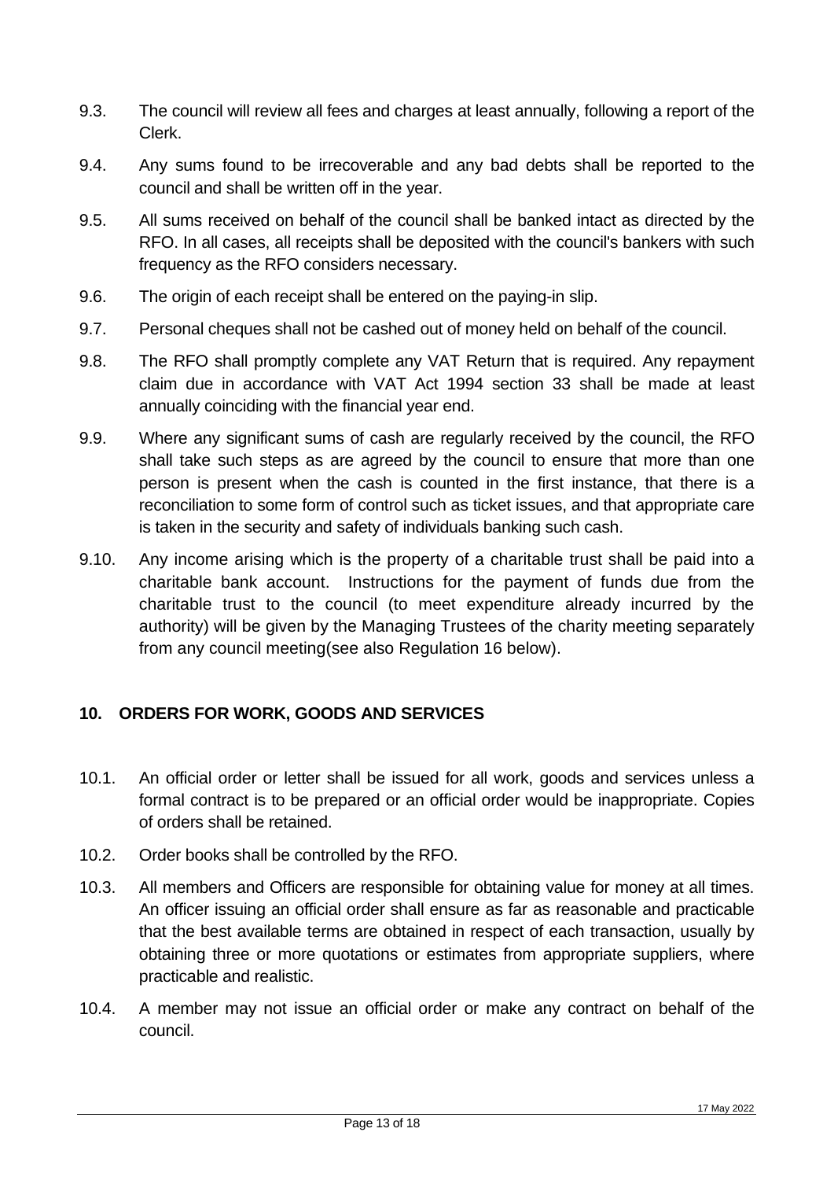9.3. The council will review all fees and charges at least annually, following a report of the Clerk.

9.4. Any sums found to be irrecoverable and any bad debts shall be reported to the council and shall be written off in the year.

9.5. All sums received on behalf of the council shall be banked intact as directed by the RFO. In all cases, all receipts shall be deposited with the council's bankers with such frequency as the RFO considers necessary.

9.6. The origin of each receipt shall be entered on the paying-in slip.

9.7. Personal cheques shall not be cashed out of money held on behalf of the council.

9.8. The RFO shall promptly complete any VAT Return that is required. Any repayment claim due in accordance with VAT Act 1994 section 33 shall be made at least annually coinciding with the financial year end.

9.9. Where any significant sums of cash are regularly received by the council, the RFO shall take such steps as are agreed by the council to ensure that more than one person is present when the cash is counted in the first instance, that there is a reconciliation to some form of control such as ticket issues, and that appropriate care is taken in the security and safety of individuals banking such cash.

9.10. Any income arising which is the property of a charitable trust shall be paid into a charitable bank account. Instructions for the payment of funds due from the charitable trust to the council (to meet expenditure already incurred by the authority) will be given by the Managing Trustees of the charity meeting separately from any council meeting(see also Regulation 16 below).

## 10. ORDERS FOR WORK, GOODS AND SERVICES

10.1. An official order or letter shall be issued for all work, goods and services unless a formal contract is to be prepared or an official order would be inappropriate. Copies of orders shall be retained.

10.2. Order books shall be controlled by the RFO.

10.3. All members and Officers are responsible for obtaining value for money at all times. An officer issuing an official order shall ensure as far as reasonable and practicable that the best available terms are obtained in respect of each transaction, usually by obtaining three or more quotations or estimates from appropriate suppliers, where practicable and realistic.

10.4. A member may not issue an official order or make any contract on behalf of the council.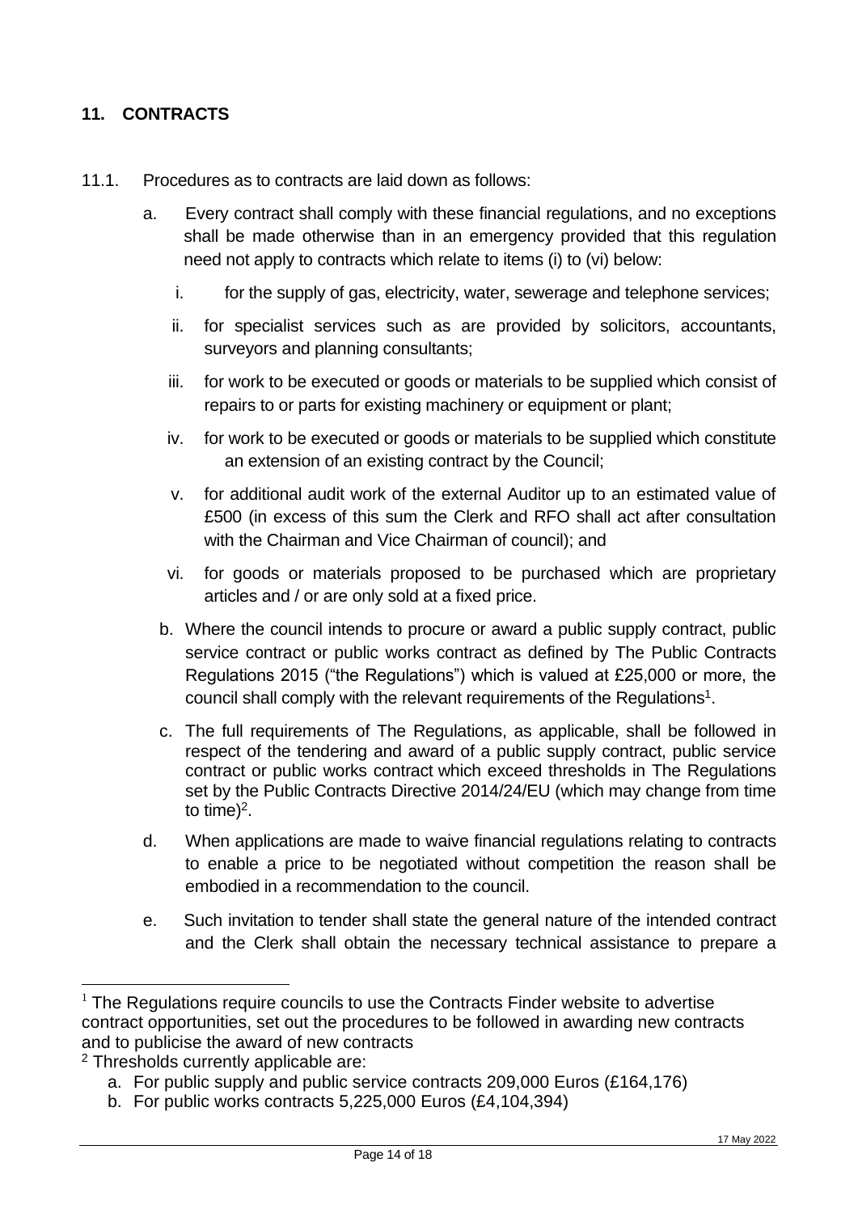## 11. CONTRACTS

11.1. Procedures as to contracts are laid down as follows:

a. Every contract shall comply with these financial regulations, and no exceptions shall be made otherwise than in an emergency provided that this regulation need not apply to contracts which relate to items (i) to (vi) below:

   i. for the supply of gas, electricity, water, sewerage and telephone services;

   ii. for specialist services such as are provided by solicitors, accountants, surveyors and planning consultants;

   iii. for work to be executed or goods or materials to be supplied which consist of repairs to or parts for existing machinery or equipment or plant;

   iv. for work to be executed or goods or materials to be supplied which constitute an extension of an existing contract by the Council;

   v. for additional audit work of the external Auditor up to an estimated value of £500 (in excess of this sum the Clerk and RFO shall act after consultation with the Chairman and Vice Chairman of council); and

   vi. for goods or materials proposed to be purchased which are proprietary articles and / or are only sold at a fixed price.

b. Where the council intends to procure or award a public supply contract, public service contract or public works contract as defined by The Public Contracts Regulations 2015 ("the Regulations") which is valued at £25,000 or more, the council shall comply with the relevant requirements of the Regulations[1].

c. The full requirements of The Regulations, as applicable, shall be followed in respect of the tendering and award of a public supply contract, public service contract or public works contract which exceed thresholds in The Regulations set by the Public Contracts Directive 2014/24/EU (which may change from time to time)[2].

d. When applications are made to waive financial regulations relating to contracts to enable a price to be negotiated without competition the reason shall be embodied in a recommendation to the council.

e. Such invitation to tender shall state the general nature of the intended contract and the Clerk shall obtain the necessary technical assistance to prepare a

---

[1] The Regulations require councils to use the Contracts Finder website to advertise contract opportunities, set out the procedures to be followed in awarding new contracts and to publicise the award of new contracts

[2] Thresholds currently applicable are:

a. For public supply and public service contracts 209,000 Euros (£164,176)
b. For public works contracts 5,225,000 Euros (£4,104,394)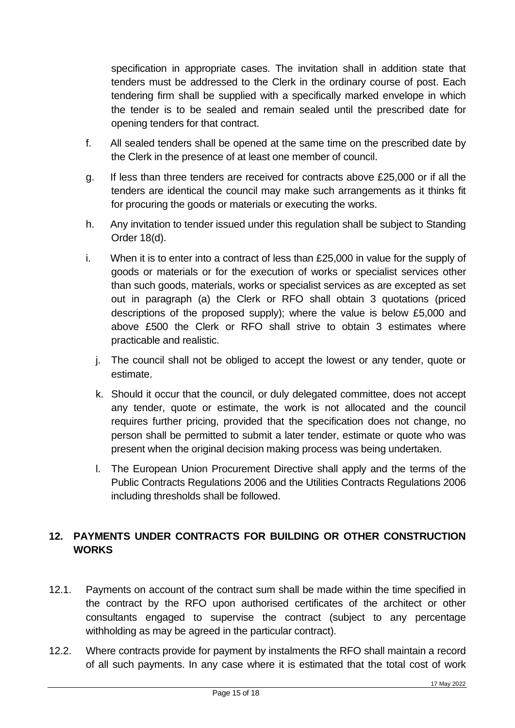specification in appropriate cases. The invitation shall in addition state that tenders must be addressed to the Clerk in the ordinary course of post. Each tendering firm shall be supplied with a specifically marked envelope in which the tender is to be sealed and remain sealed until the prescribed date for opening tenders for that contract.

f. All sealed tenders shall be opened at the same time on the prescribed date by the Clerk in the presence of at least one member of council.

g. If less than three tenders are received for contracts above £25,000 or if all the tenders are identical the council may make such arrangements as it thinks fit for procuring the goods or materials or executing the works.

h. Any invitation to tender issued under this regulation shall be subject to Standing Order 18(d).

i. When it is to enter into a contract of less than £25,000 in value for the supply of goods or materials or for the execution of works or specialist services other than such goods, materials, works or specialist services as are excepted as set out in paragraph (a) the Clerk or RFO shall obtain 3 quotations (priced descriptions of the proposed supply); where the value is below £5,000 and above £500 the Clerk or RFO shall strive to obtain 3 estimates where practicable and realistic.

j. The council shall not be obliged to accept the lowest or any tender, quote or estimate.

k. Should it occur that the council, or duly delegated committee, does not accept any tender, quote or estimate, the work is not allocated and the council requires further pricing, provided that the specification does not change, no person shall be permitted to submit a later tender, estimate or quote who was present when the original decision making process was being undertaken.

l. The European Union Procurement Directive shall apply and the terms of the Public Contracts Regulations 2006 and the Utilities Contracts Regulations 2006 including thresholds shall be followed.

## 12. PAYMENTS UNDER CONTRACTS FOR BUILDING OR OTHER CONSTRUCTION WORKS

12.1. Payments on account of the contract sum shall be made within the time specified in the contract by the RFO upon authorised certificates of the architect or other consultants engaged to supervise the contract (subject to any percentage withholding as may be agreed in the particular contract).

12.2. Where contracts provide for payment by instalments the RFO shall maintain a record of all such payments. In any case where it is estimated that the total cost of work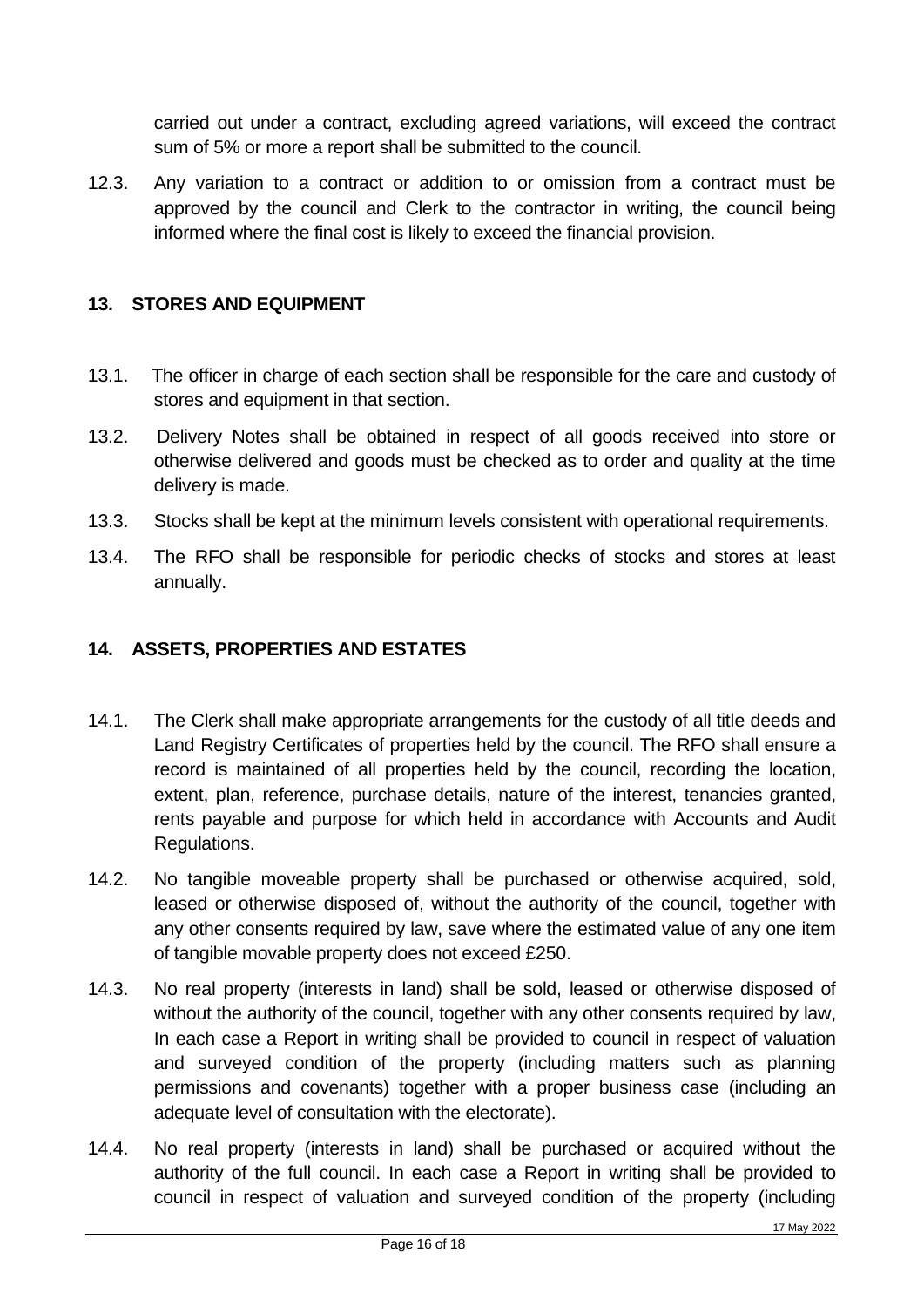carried out under a contract, excluding agreed variations, will exceed the contract sum of 5% or more a report shall be submitted to the council.

12.3. Any variation to a contract or addition to or omission from a contract must be approved by the council and Clerk to the contractor in writing, the council being informed where the final cost is likely to exceed the financial provision.

## 13. STORES AND EQUIPMENT

13.1. The officer in charge of each section shall be responsible for the care and custody of stores and equipment in that section.

13.2. Delivery Notes shall be obtained in respect of all goods received into store or otherwise delivered and goods must be checked as to order and quality at the time delivery is made.

13.3. Stocks shall be kept at the minimum levels consistent with operational requirements.

13.4. The RFO shall be responsible for periodic checks of stocks and stores at least annually.

## 14. ASSETS, PROPERTIES AND ESTATES

14.1. The Clerk shall make appropriate arrangements for the custody of all title deeds and Land Registry Certificates of properties held by the council. The RFO shall ensure a record is maintained of all properties held by the council, recording the location, extent, plan, reference, purchase details, nature of the interest, tenancies granted, rents payable and purpose for which held in accordance with Accounts and Audit Regulations.

14.2. No tangible moveable property shall be purchased or otherwise acquired, sold, leased or otherwise disposed of, without the authority of the council, together with any other consents required by law, save where the estimated value of any one item of tangible movable property does not exceed £250.

14.3. No real property (interests in land) shall be sold, leased or otherwise disposed of without the authority of the council, together with any other consents required by law, In each case a Report in writing shall be provided to council in respect of valuation and surveyed condition of the property (including matters such as planning permissions and covenants) together with a proper business case (including an adequate level of consultation with the electorate).

14.4. No real property (interests in land) shall be purchased or acquired without the authority of the full council. In each case a Report in writing shall be provided to council in respect of valuation and surveyed condition of the property (including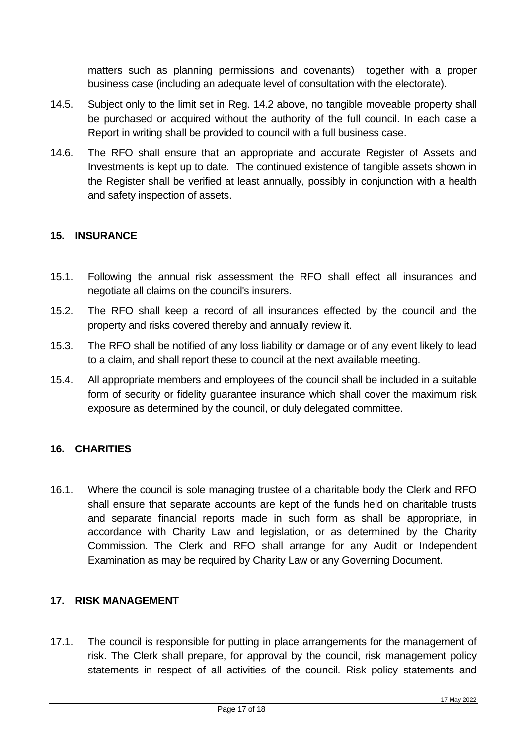matters such as planning permissions and covenants) together with a proper business case (including an adequate level of consultation with the electorate).

14.5. Subject only to the limit set in Reg. 14.2 above, no tangible moveable property shall be purchased or acquired without the authority of the full council. In each case a Report in writing shall be provided to council with a full business case.

14.6. The RFO shall ensure that an appropriate and accurate Register of Assets and Investments is kept up to date. The continued existence of tangible assets shown in the Register shall be verified at least annually, possibly in conjunction with a health and safety inspection of assets.

## 15. INSURANCE

15.1. Following the annual risk assessment the RFO shall effect all insurances and negotiate all claims on the council's insurers.

15.2. The RFO shall keep a record of all insurances effected by the council and the property and risks covered thereby and annually review it.

15.3. The RFO shall be notified of any loss liability or damage or of any event likely to lead to a claim, and shall report these to council at the next available meeting.

15.4. All appropriate members and employees of the council shall be included in a suitable form of security or fidelity guarantee insurance which shall cover the maximum risk exposure as determined by the council, or duly delegated committee.

## 16. CHARITIES

16.1. Where the council is sole managing trustee of a charitable body the Clerk and RFO shall ensure that separate accounts are kept of the funds held on charitable trusts and separate financial reports made in such form as shall be appropriate, in accordance with Charity Law and legislation, or as determined by the Charity Commission. The Clerk and RFO shall arrange for any Audit or Independent Examination as may be required by Charity Law or any Governing Document.

## 17. RISK MANAGEMENT

17.1. The council is responsible for putting in place arrangements for the management of risk. The Clerk shall prepare, for approval by the council, risk management policy statements in respect of all activities of the council. Risk policy statements and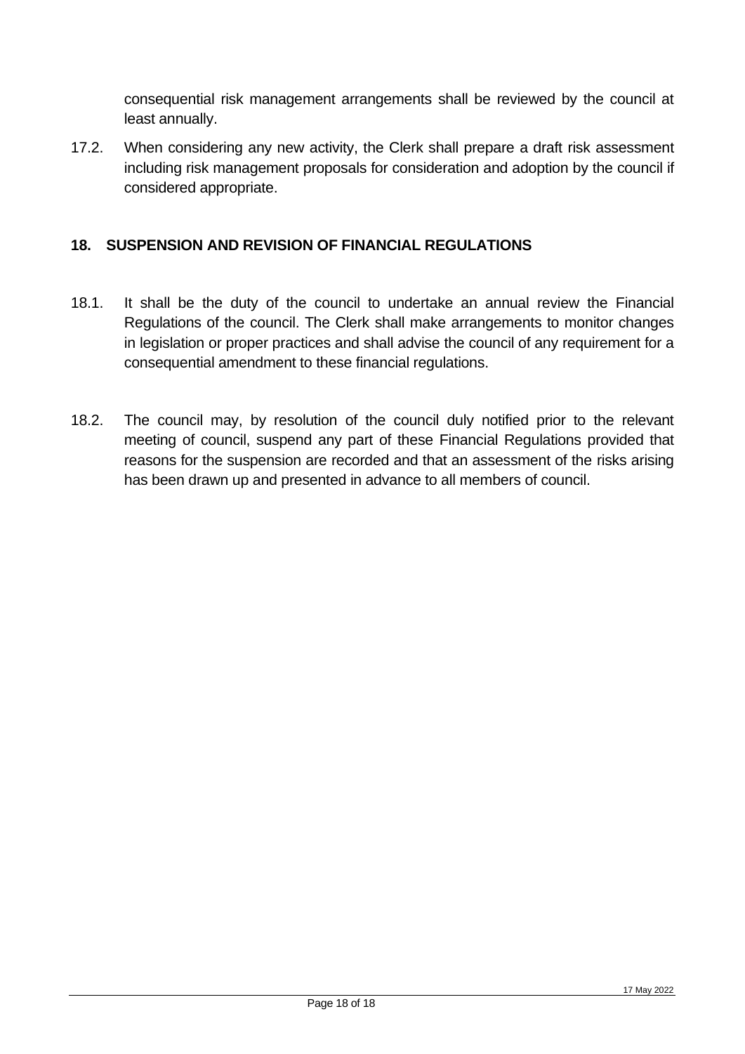consequential risk management arrangements shall be reviewed by the council at least annually.

17.2. When considering any new activity, the Clerk shall prepare a draft risk assessment including risk management proposals for consideration and adoption by the council if considered appropriate.

## 18. SUSPENSION AND REVISION OF FINANCIAL REGULATIONS

18.1. It shall be the duty of the council to undertake an annual review the Financial Regulations of the council. The Clerk shall make arrangements to monitor changes in legislation or proper practices and shall advise the council of any requirement for a consequential amendment to these financial regulations.

18.2. The council may, by resolution of the council duly notified prior to the relevant meeting of council, suspend any part of these Financial Regulations provided that reasons for the suspension are recorded and that an assessment of the risks arising has been drawn up and presented in advance to all members of council.